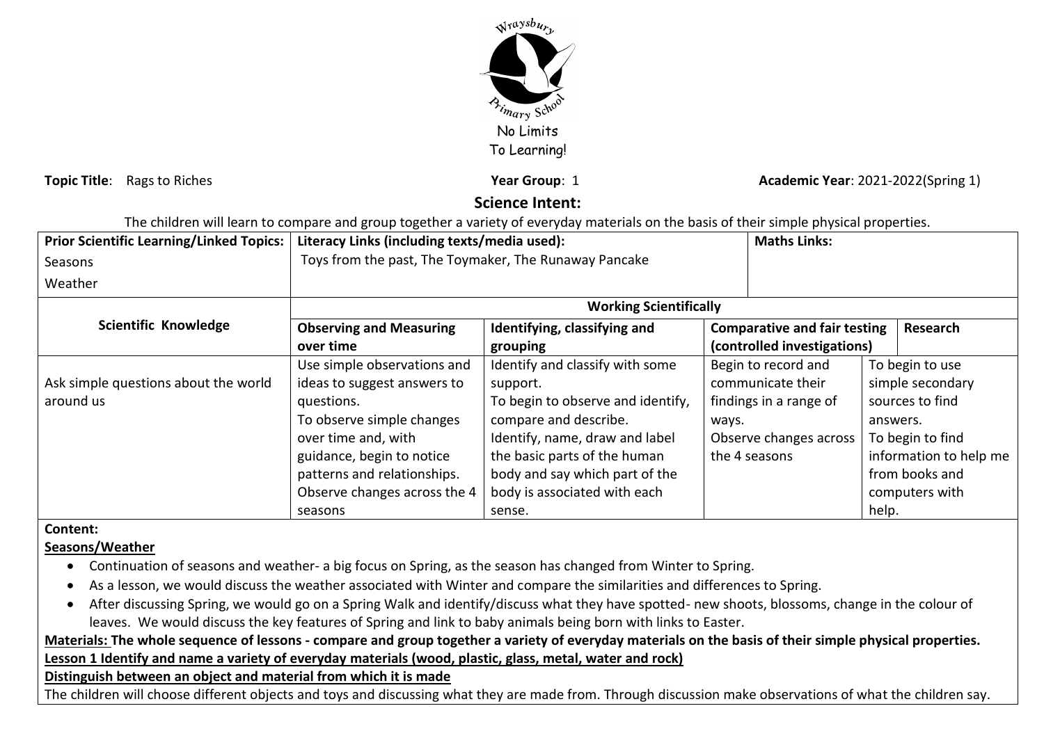No Limits
To Learning!

**Topic Title**: Rags to Riches **Year Group**: 1 **Academic Year**: 2021-2022(Spring 1)

## Science Intent:

The children will learn to compare and group together a variety of everyday materials on the basis of their simple physical properties.

| **Prior Scientific Learning/Linked Topics:** Seasons Weather | **Literacy Links (including texts/media used):** Toys from the past, The Toymaker, The Runaway Pancake | | **Maths Links:** | |
|---|---|---|---|---|
| **Scientific Knowledge** | **Working Scientifically** | | | |
| | **Observing and Measuring over time** | **Identifying, classifying and grouping** | **Comparative and fair testing (controlled investigations)** | **Research** |
| Ask simple questions about the world around us | Use simple observations and ideas to suggest answers to questions. To observe simple changes over time and, with guidance, begin to notice patterns and relationships. Observe changes across the 4 seasons | Identify and classify with some support. To begin to observe and identify, compare and describe. Identify, name, draw and label the basic parts of the human body and say which part of the body is associated with each sense. | Begin to record and communicate their findings in a range of ways. Observe changes across the 4 seasons | To begin to use simple secondary sources to find answers. To begin to find information to help me from books and computers with help. |

**Content:**

**Seasons/Weather**

- Continuation of seasons and weather- a big focus on Spring, as the season has changed from Winter to Spring.
- As a lesson, we would discuss the weather associated with Winter and compare the similarities and differences to Spring.
- After discussing Spring, we would go on a Spring Walk and identify/discuss what they have spotted- new shoots, blossoms, change in the colour of leaves. We would discuss the key features of Spring and link to baby animals being born with links to Easter.

**Materials: The whole sequence of lessons - compare and group together a variety of everyday materials on the basis of their simple physical properties.**

**Lesson 1 Identify and name a variety of everyday materials (wood, plastic, glass, metal, water and rock)**

**Distinguish between an object and material from which it is made**

The children will choose different objects and toys and discussing what they are made from. Through discussion make observations of what the children say.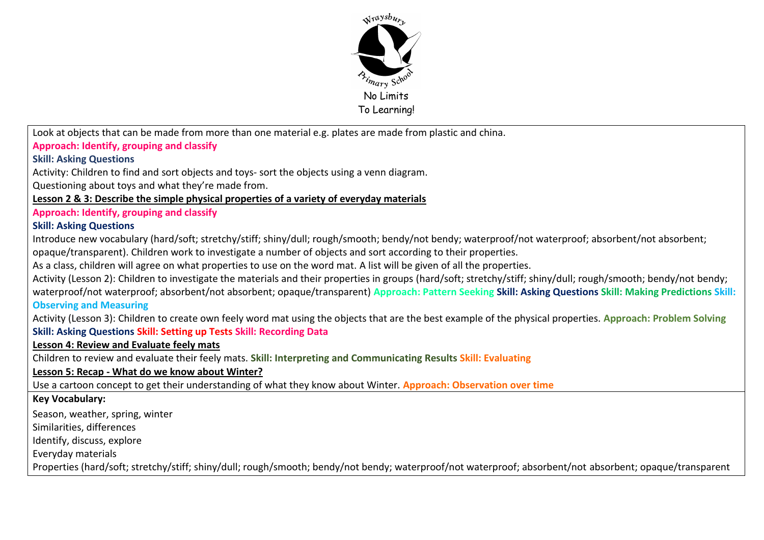Wraysbury Primary School

No Limits To Learning!

Look at objects that can be made from more than one material e.g. plates are made from plastic and china.

**Approach: Identify, grouping and classify**

**Skill: Asking Questions**

Activity: Children to find and sort objects and toys- sort the objects using a venn diagram.

Questioning about toys and what they're made from.

**Lesson 2 & 3: Describe the simple physical properties of a variety of everyday materials**

**Approach: Identify, grouping and classify**

**Skill: Asking Questions**

Introduce new vocabulary (hard/soft; stretchy/stiff; shiny/dull; rough/smooth; bendy/not bendy; waterproof/not waterproof; absorbent/not absorbent; opaque/transparent). Children work to investigate a number of objects and sort according to their properties.

As a class, children will agree on what properties to use on the word mat. A list will be given of all the properties.

Activity (Lesson 2): Children to investigate the materials and their properties in groups (hard/soft; stretchy/stiff; shiny/dull; rough/smooth; bendy/not bendy; waterproof/not waterproof; absorbent/not absorbent; opaque/transparent) **Approach: Pattern Seeking** **Skill: Asking Questions** **Skill: Making Predictions** **Skill: Observing and Measuring**

Activity (Lesson 3): Children to create own feely word mat using the objects that are the best example of the physical properties. **Approach: Problem Solving** **Skill: Asking Questions** **Skill: Setting up Tests** **Skill: Recording Data**

**Lesson 4: Review and Evaluate feely mats**

Children to review and evaluate their feely mats. **Skill: Interpreting and Communicating Results** **Skill: Evaluating**

**Lesson 5: Recap - What do we know about Winter?**

Use a cartoon concept to get their understanding of what they know about Winter. **Approach: Observation over time**

**Key Vocabulary:**

Season, weather, spring, winter

Similarities, differences

Identify, discuss, explore

Everyday materials

Properties (hard/soft; stretchy/stiff; shiny/dull; rough/smooth; bendy/not bendy; waterproof/not waterproof; absorbent/not absorbent; opaque/transparent